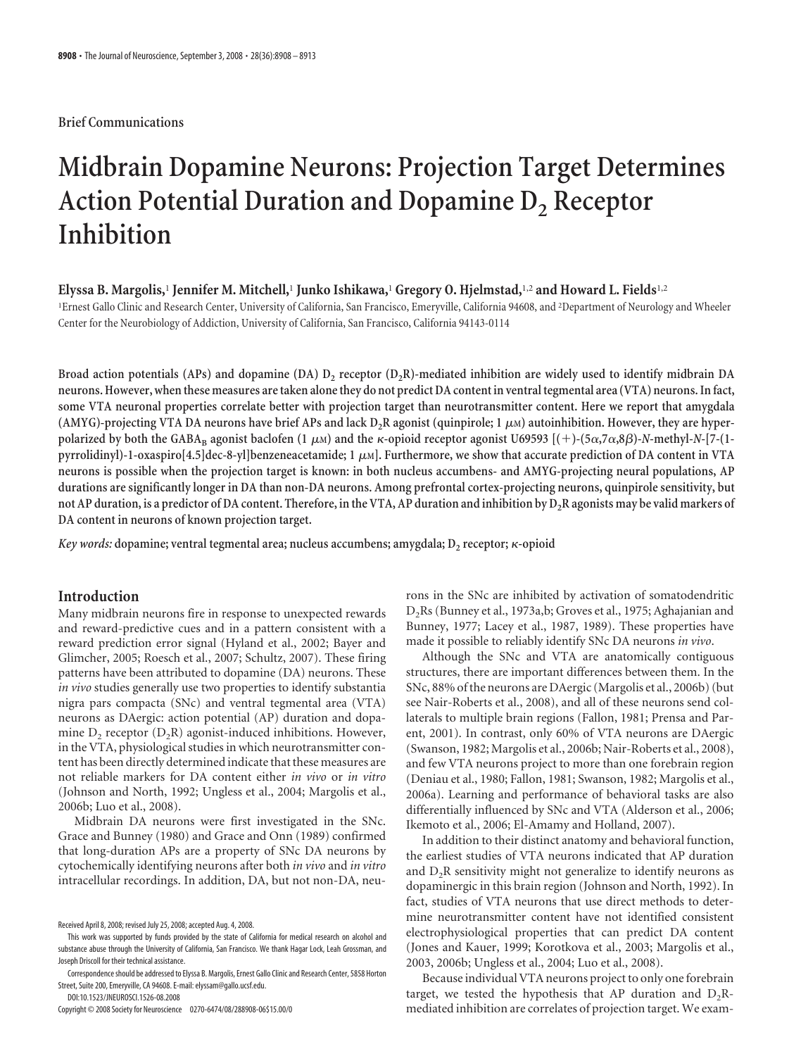Brief Communications

# Midbrain Dopamine Neurons: Projection Target Determines Action Potential Duration and Dopamine $D_2$ Receptor Inhibition

**Elyssa B. Margolis,[1] Jennifer M. Mitchell,[1] Junko Ishikawa,[1] Gregory O. Hjelmstad,[1,2] and Howard L. Fields[1,2]**

[1]Ernest Gallo Clinic and Research Center, University of California, San Francisco, Emeryville, California 94608, and [2]Department of Neurology and Wheeler Center for the Neurobiology of Addiction, University of California, San Francisco, California 94143-0114

**Broad action potentials (APs) and dopamine (DA) $D_2$ receptor ($D_2$R)-mediated inhibition are widely used to identify midbrain DA neurons. However, when these measures are taken alone they do not predict DA content in ventral tegmental area (VTA) neurons. In fact, some VTA neuronal properties correlate better with projection target than neurotransmitter content. Here we report that amygdala (AMYG)-projecting VTA DA neurons have brief APs and lack $D_2$R agonist (quinpirole; 1 $\mu$M) autoinhibition. However, they are hyperpolarized by both the $GABA_B$ agonist baclofen (1 $\mu$M) and the $\kappa$-opioid receptor agonist U69593 [(+)-(5$\alpha$,7$\alpha$,8$\beta$)-*N*-methyl-*N*-[7-(1-pyrrolidinyl)-1-oxaspiro[4.5]dec-8-yl]benzeneacetamide; 1 $\mu$M]. Furthermore, we show that accurate prediction of DA content in VTA neurons is possible when the projection target is known: in both nucleus accumbens- and AMYG-projecting neural populations, AP durations are significantly longer in DA than non-DA neurons. Among prefrontal cortex-projecting neurons, quinpirole sensitivity, but not AP duration, is a predictor of DA content. Therefore, in the VTA, AP duration and inhibition by $D_2$R agonists may be valid markers of DA content in neurons of known projection target.**

*Key words:* **dopamine; ventral tegmental area; nucleus accumbens; amygdala; $D_2$ receptor; $\kappa$-opioid**

## Introduction

Many midbrain neurons fire in response to unexpected rewards and reward-predictive cues and in a pattern consistent with a reward prediction error signal (Hyland et al., 2002; Bayer and Glimcher, 2005; Roesch et al., 2007; Schultz, 2007). These firing patterns have been attributed to dopamine (DA) neurons. These *in vivo* studies generally use two properties to identify substantia nigra pars compacta (SNc) and ventral tegmental area (VTA) neurons as DAergic: action potential (AP) duration and dopamine $D_2$ receptor ($D_2$R) agonist-induced inhibitions. However, in the VTA, physiological studies in which neurotransmitter content has been directly determined indicate that these measures are not reliable markers for DA content either *in vivo* or *in vitro* (Johnson and North, 1992; Ungless et al., 2004; Margolis et al., 2006b; Luo et al., 2008).

Midbrain DA neurons were first investigated in the SNc. Grace and Bunney (1980) and Grace and Onn (1989) confirmed that long-duration APs are a property of SNc DA neurons by cytochemically identifying neurons after both *in vivo* and *in vitro* intracellular recordings. In addition, DA, but not non-DA, neurons in the SNc are inhibited by activation of somatodendritic $D_2$Rs (Bunney et al., 1973a,b; Groves et al., 1975; Aghajanian and Bunney, 1977; Lacey et al., 1987, 1989). These properties have made it possible to reliably identify SNc DA neurons *in vivo*.

Although the SNc and VTA are anatomically contiguous structures, there are important differences between them. In the SNc, 88% of the neurons are DAergic (Margolis et al., 2006b) (but see Nair-Roberts et al., 2008), and all of these neurons send collaterals to multiple brain regions (Fallon, 1981; Prensa and Parent, 2001). In contrast, only 60% of VTA neurons are DAergic (Swanson, 1982; Margolis et al., 2006b; Nair-Roberts et al., 2008), and few VTA neurons project to more than one forebrain region (Deniau et al., 1980; Fallon, 1981; Swanson, 1982; Margolis et al., 2006a). Learning and performance of behavioral tasks are also differentially influenced by SNc and VTA (Alderson et al., 2006; Ikemoto et al., 2006; El-Amamy and Holland, 2007).

In addition to their distinct anatomy and behavioral function, the earliest studies of VTA neurons indicated that AP duration and $D_2$R sensitivity might not generalize to identify neurons as dopaminergic in this brain region (Johnson and North, 1992). In fact, studies of VTA neurons that use direct methods to determine neurotransmitter content have not identified consistent electrophysiological properties that can predict DA content (Jones and Kauer, 1999; Korotkova et al., 2003; Margolis et al., 2003, 2006b; Ungless et al., 2004; Luo et al., 2008).

Because individual VTA neurons project to only one forebrain target, we tested the hypothesis that AP duration and $D_2$R-mediated inhibition are correlates of projection target. We exam-

Received April 8, 2008; revised July 25, 2008; accepted Aug. 4, 2008.

This work was supported by funds provided by the state of California for medical research on alcohol and substance abuse through the University of California, San Francisco. We thank Hagar Lock, Leah Grossman, and Joseph Driscoll for their technical assistance.

Correspondence should be addressed to Elyssa B. Margolis, Ernest Gallo Clinic and Research Center, 5858 Horton Street, Suite 200, Emeryville, CA 94608. E-mail: elyssam@gallo.ucsf.edu.

DOI:10.1523/JNEUROSCI.1526-08.2008

Copyright © 2008 Society for Neuroscience 0270-6474/08/288908-06$15.00/0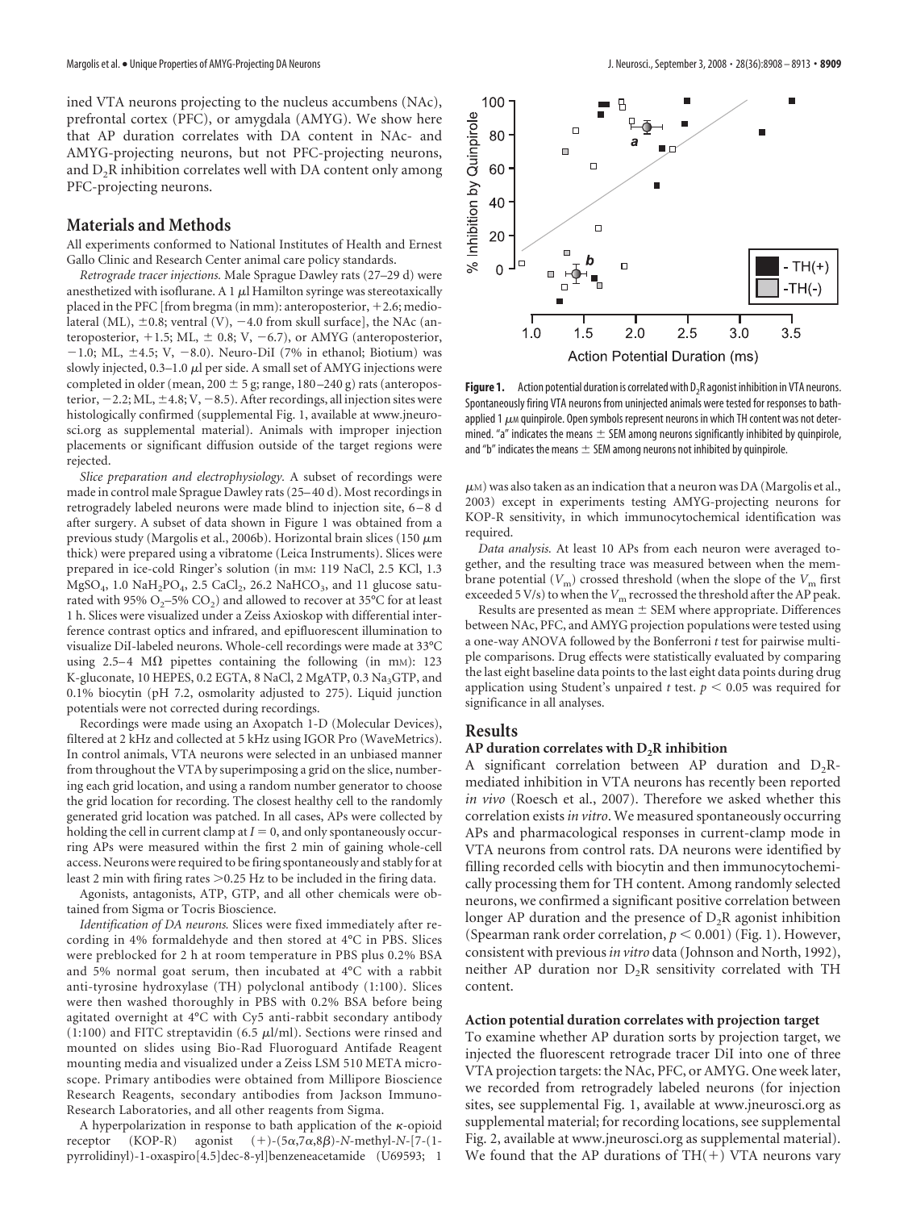ined VTA neurons projecting to the nucleus accumbens (NAc), prefrontal cortex (PFC), or amygdala (AMYG). We show here that AP duration correlates with DA content in NAc- and AMYG-projecting neurons, but not PFC-projecting neurons, and $D_2R$ inhibition correlates well with DA content only among PFC-projecting neurons.

## Materials and Methods

All experiments conformed to National Institutes of Health and Ernest Gallo Clinic and Research Center animal care policy standards.

*Retrograde tracer injections.* Male Sprague Dawley rats (27–29 d) were anesthetized with isoflurane. A 1 $\mu$l Hamilton syringe was stereotaxically placed in the PFC [from bregma (in mm): anteroposterior, +2.6; mediolateral (ML), ±0.8; ventral (V), −4.0 from skull surface], the NAc (anteroposterior, +1.5; ML, ± 0.8; V, −6.7), or AMYG (anteroposterior, −1.0; ML, ±4.5; V, −8.0). Neuro-DiI (7% in ethanol; Biotium) was slowly injected, 0.3–1.0 $\mu$l per side. A small set of AMYG injections were completed in older (mean, 200 ± 5 g; range, 180–240 g) rats (anteroposterior, −2.2; ML, ±4.8; V, −8.5). After recordings, all injection sites were histologically confirmed (supplemental Fig. 1, available at www.jneurosci.org as supplemental material). Animals with improper injection placements or significant diffusion outside of the target regions were rejected.

*Slice preparation and electrophysiology.* A subset of recordings were made in control male Sprague Dawley rats (25–40 d). Most recordings in retrogradely labeled neurons were made blind to injection site, 6–8 d after surgery. A subset of data shown in Figure 1 was obtained from a previous study (Margolis et al., 2006b). Horizontal brain slices (150 $\mu$m thick) were prepared using a vibratome (Leica Instruments). Slices were prepared in ice-cold Ringer's solution (in mM: 119 NaCl, 2.5 KCl, 1.3 $MgSO_4$, 1.0 $NaH_2PO_4$, 2.5 $CaCl_2$, 26.2 $NaHCO_3$, and 11 glucose saturated with 95% $O_2$–5% $CO_2$) and allowed to recover at 35°C for at least 1 h. Slices were visualized under a Zeiss Axioskop with differential interference contrast optics and infrared, and epifluorescent illumination to visualize DiI-labeled neurons. Whole-cell recordings were made at 33°C using 2.5–4 M$\Omega$ pipettes containing the following (in mM): 123 K-gluconate, 10 HEPES, 0.2 EGTA, 8 NaCl, 2 MgATP, 0.3 $Na_3$GTP, and 0.1% biocytin (pH 7.2, osmolarity adjusted to 275). Liquid junction potentials were not corrected during recordings.

Recordings were made using an Axopatch 1-D (Molecular Devices), filtered at 2 kHz and collected at 5 kHz using IGOR Pro (WaveMetrics). In control animals, VTA neurons were selected in an unbiased manner from throughout the VTA by superimposing a grid on the slice, numbering each grid location, and using a random number generator to choose the grid location for recording. The closest healthy cell to the randomly generated grid location was patched. In all cases, APs were collected by holding the cell in current clamp at $I = 0$, and only spontaneously occurring APs were measured within the first 2 min of gaining whole-cell access. Neurons were required to be firing spontaneously and stably for at least 2 min with firing rates >0.25 Hz to be included in the firing data.

Agonists, antagonists, ATP, GTP, and all other chemicals were obtained from Sigma or Tocris Bioscience.

*Identification of DA neurons.* Slices were fixed immediately after recording in 4% formaldehyde and then stored at 4°C in PBS. Slices were preblocked for 2 h at room temperature in PBS plus 0.2% BSA and 5% normal goat serum, then incubated at 4°C with a rabbit anti-tyrosine hydroxylase (TH) polyclonal antibody (1:100). Slices were then washed thoroughly in PBS with 0.2% BSA before being agitated overnight at 4°C with Cy5 anti-rabbit secondary antibody (1:100) and FITC streptavidin (6.5 $\mu$l/ml). Sections were rinsed and mounted on slides using Bio-Rad Fluoroguard Antifade Reagent mounting media and visualized under a Zeiss LSM 510 META microscope. Primary antibodies were obtained from Millipore Bioscience Research Reagents, secondary antibodies from Jackson ImmunoResearch Laboratories, and all other reagents from Sigma.

A hyperpolarization in response to bath application of the $\kappa$-opioid receptor (KOP-R) agonist (+)-(5$\alpha$,7$\alpha$,8$\beta$)-*N*-methyl-*N*-[7-(1-pyrrolidinyl)-1-oxaspiro[4.5]dec-8-yl]benzeneacetamide (U69593; 1 $\mu$M) was also taken as an indication that a neuron was DA (Margolis et al., 2003) except in experiments testing AMYG-projecting neurons for KOP-R sensitivity, in which immunocytochemical identification was required.

*Data analysis.* At least 10 APs from each neuron were averaged together, and the resulting trace was measured between when the membrane potential ($V_m$) crossed threshold (when the slope of the $V_m$ first exceeded 5 V/s) to when the $V_m$ recrossed the threshold after the AP peak.

Results are presented as mean ± SEM where appropriate. Differences between NAc, PFC, and AMYG projection populations were tested using a one-way ANOVA followed by the Bonferroni *t* test for pairwise multiple comparisons. Drug effects were statistically evaluated by comparing the last eight baseline data points to the last eight data points during drug application using Student's unpaired *t* test. $p < 0.05$ was required for significance in all analyses.

**Figure 1.** Action potential duration is correlated with $D_2R$ agonist inhibition in VTA neurons. Spontaneously firing VTA neurons from uninjected animals were tested for responses to bath-applied 1 $\mu$M quinpirole. Open symbols represent neurons in which TH content was not determined. "a" indicates the means ± SEM among neurons significantly inhibited by quinpirole, and "b" indicates the means ± SEM among neurons not inhibited by quinpirole.

## Results

### AP duration correlates with $D_2R$ inhibition

A significant correlation between AP duration and $D_2R$-mediated inhibition in VTA neurons has recently been reported *in vivo* (Roesch et al., 2007). Therefore we asked whether this correlation exists *in vitro*. We measured spontaneously occurring APs and pharmacological responses in current-clamp mode in VTA neurons from control rats. DA neurons were identified by filling recorded cells with biocytin and then immunocytochemically processing them for TH content. Among randomly selected neurons, we confirmed a significant positive correlation between longer AP duration and the presence of $D_2R$ agonist inhibition (Spearman rank order correlation, $p < 0.001$) (Fig. 1). However, consistent with previous *in vitro* data (Johnson and North, 1992), neither AP duration nor $D_2R$ sensitivity correlated with TH content.

### Action potential duration correlates with projection target

To examine whether AP duration sorts by projection target, we injected the fluorescent retrograde tracer DiI into one of three VTA projection targets: the NAc, PFC, or AMYG. One week later, we recorded from retrogradely labeled neurons (for injection sites, see supplemental Fig. 1, available at www.jneurosci.org as supplemental material; for recording locations, see supplemental Fig. 2, available at www.jneurosci.org as supplemental material). We found that the AP durations of TH(+) VTA neurons vary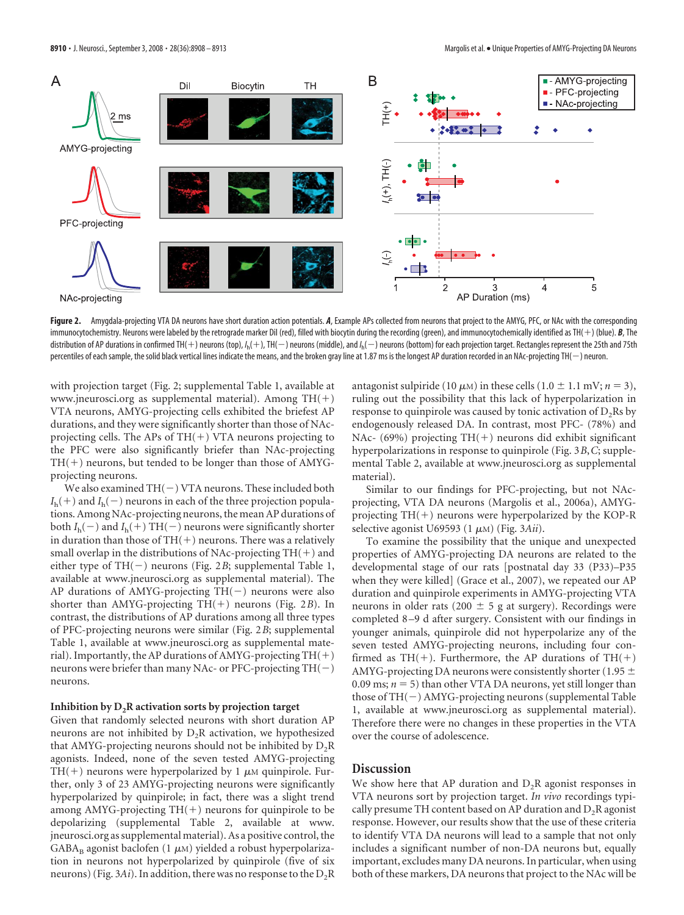**Figure 2.** Amygdala-projecting VTA DA neurons have short duration action potentials. ***A***, Example APs collected from neurons that project to the AMYG, PFC, or NAc with the corresponding immunocytochemistry. Neurons were labeled by the retrograde marker DiI (red), filled with biocytin during the recording (green), and immunocytochemically identified as TH(+) (blue). ***B***, The distribution of AP durations in confirmed TH(+) neurons (top), $I_h$(+), TH(−) neurons (middle), and $I_h$(−) neurons (bottom) for each projection target. Rectangles represent the 25th and 75th percentiles of each sample, the solid black vertical lines indicate the means, and the broken gray line at 1.87 ms is the longest AP duration recorded in an NAc-projecting TH(−) neuron.

with projection target (Fig. 2; supplemental Table 1, available at www.jneurosci.org as supplemental material). Among TH(+) VTA neurons, AMYG-projecting cells exhibited the briefest AP durations, and they were significantly shorter than those of NAc-projecting cells. The APs of TH(+) VTA neurons projecting to the PFC were also significantly briefer than NAc-projecting TH(+) neurons, but tended to be longer than those of AMYG-projecting neurons.

We also examined TH(−) VTA neurons. These included both $I_h$(+) and $I_h$(−) neurons in each of the three projection populations. Among NAc-projecting neurons, the mean AP durations of both $I_h$(−) and $I_h$(+) TH(−) neurons were significantly shorter in duration than those of TH(+) neurons. There was a relatively small overlap in the distributions of NAc-projecting TH(+) and either type of TH(−) neurons (Fig. 2*B*; supplemental Table 1, available at www.jneurosci.org as supplemental material). The AP durations of AMYG-projecting TH(−) neurons were also shorter than AMYG-projecting TH(+) neurons (Fig. 2*B*). In contrast, the distributions of AP durations among all three types of PFC-projecting neurons were similar (Fig. 2*B*; supplemental Table 1, available at www.jneurosci.org as supplemental material). Importantly, the AP durations of AMYG-projecting TH(+) neurons were briefer than many NAc- or PFC-projecting TH(−) neurons.

### Inhibition by $D_2$R activation sorts by projection target

Given that randomly selected neurons with short duration AP neurons are not inhibited by $D_2$R activation, we hypothesized that AMYG-projecting neurons should not be inhibited by $D_2$R agonists. Indeed, none of the seven tested AMYG-projecting TH(+) neurons were hyperpolarized by 1 $\mu$M quinpirole. Further, only 3 of 23 AMYG-projecting neurons were significantly hyperpolarized by quinpirole; in fact, there was a slight trend among AMYG-projecting TH(+) neurons for quinpirole to be depolarizing (supplemental Table 2, available at www.jneurosci.org as supplemental material). As a positive control, the $GABA_B$ agonist baclofen (1 $\mu$M) yielded a robust hyperpolarization in neurons not hyperpolarized by quinpirole (five of six neurons) (Fig. 3*Ai*). In addition, there was no response to the $D_2$R antagonist sulpiride (10 $\mu$M) in these cells (1.0 ± 1.1 mV; $n = 3$), ruling out the possibility that this lack of hyperpolarization in response to quinpirole was caused by tonic activation of $D_2$Rs by endogenously released DA. In contrast, most PFC- (78%) and NAc- (69%) projecting TH(+) neurons did exhibit significant hyperpolarizations in response to quinpirole (Fig. 3*B*,*C*; supplemental Table 2, available at www.jneurosci.org as supplemental material).

Similar to our findings for PFC-projecting, but not NAc-projecting, VTA DA neurons (Margolis et al., 2006a), AMYG-projecting TH(+) neurons were consistently hyperpolarized by the KOP-R selective agonist U69593 (1 $\mu$M) (Fig. 3*Aii*).

To examine the possibility that the unique and unexpected properties of AMYG-projecting DA neurons are related to the developmental stage of our rats [postnatal day 33 (P33)–P35 when they were killed] (Grace et al., 2007), we repeated our AP duration and quinpirole experiments in AMYG-projecting VTA neurons in older rats (200 ± 5 g at surgery). Recordings were completed 8–9 d after surgery. Consistent with our findings in younger animals, quinpirole did not hyperpolarize any of the seven tested AMYG-projecting neurons, including four confirmed as TH(+). Furthermore, the AP durations of TH(+) AMYG-projecting DA neurons were consistently shorter (1.95 ± 0.09 ms; $n = 5$) than other VTA DA neurons, yet still longer than those of TH(−) AMYG-projecting neurons (supplemental Table 1, available at www.jneurosci.org as supplemental material). Therefore there were no changes in these properties in the VTA over the course of adolescence.

## Discussion

We show here that AP duration and $D_2$R agonist responses in VTA neurons sort by projection target. *In vivo* recordings typically presume TH content based on AP duration and $D_2$R agonist response. However, our results show that use of these criteria to identify VTA DA neurons will lead to a sample that not only includes a significant number of non-DA neurons but, equally important, excludes many DA neurons. In particular, when using both of these markers, DA neurons that project to the NAc will be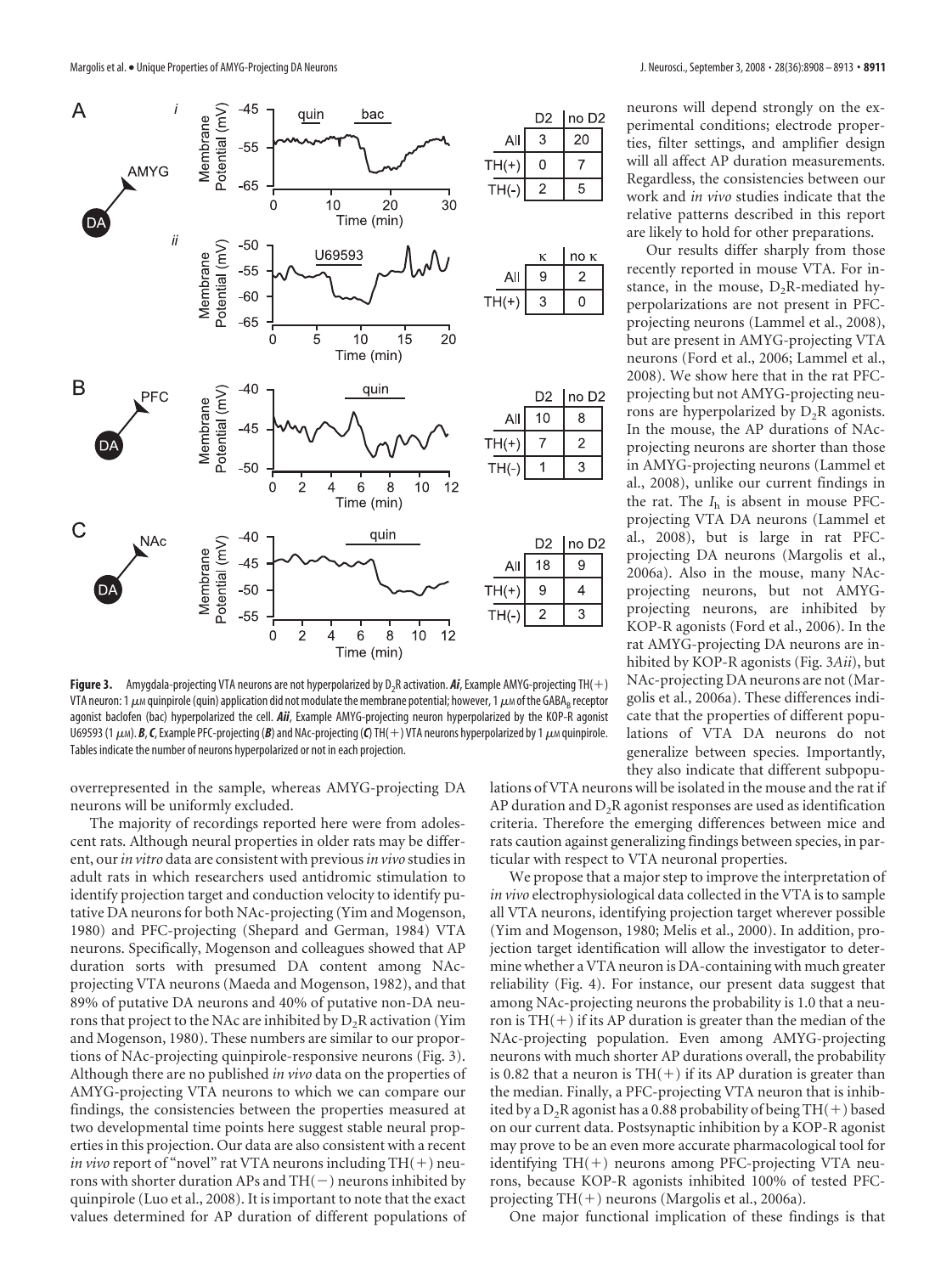| | D2 | no D2 |
|---|---|---|
| All | 3 | 20 |
| TH(+) | 0 | 7 |
| TH(-) | 2 | 5 |

| | κ | no κ |
|---|---|---|
| All | 9 | 2 |
| TH(+) | 3 | 0 |

| | D2 | no D2 |
|---|---|---|
| All | 10 | 8 |
| TH(+) | 7 | 2 |
| TH(-) | 1 | 3 |

| | D2 | no D2 |
|---|---|---|
| All | 18 | 9 |
| TH(+) | 9 | 4 |
| TH(-) | 2 | 3 |

**Figure 3.** Amygdala-projecting VTA neurons are not hyperpolarized by $D_2R$ activation. ***Ai***, Example AMYG-projecting TH(+) VTA neuron: 1 μM quinpirole (quin) application did not modulate the membrane potential; however, 1 μM of the $GABA_B$ receptor agonist baclofen (bac) hyperpolarized the cell. ***Aii***, Example AMYG-projecting neuron hyperpolarized by the KOP-R agonist U69593 (1 μM). ***B***, ***C***, Example PFC-projecting (***B***) and NAc-projecting (***C***) TH(+) VTA neurons hyperpolarized by 1 μM quinpirole. Tables indicate the number of neurons hyperpolarized or not in each projection.

overrepresented in the sample, whereas AMYG-projecting DA neurons will be uniformly excluded.

The majority of recordings reported here were from adolescent rats. Although neural properties in older rats may be different, our *in vitro* data are consistent with previous *in vivo* studies in adult rats in which researchers used antidromic stimulation to identify projection target and conduction velocity to identify putative DA neurons for both NAc-projecting (Yim and Mogenson, 1980) and PFC-projecting (Shepard and German, 1984) VTA neurons. Specifically, Mogenson and colleagues showed that AP duration sorts with presumed DA content among NAc-projecting VTA neurons (Maeda and Mogenson, 1982), and that 89% of putative DA neurons and 40% of putative non-DA neurons that project to the NAc are inhibited by $D_2R$ activation (Yim and Mogenson, 1980). These numbers are similar to our proportions of NAc-projecting quinpirole-responsive neurons (Fig. 3). Although there are no published *in vivo* data on the properties of AMYG-projecting VTA neurons to which we can compare our findings, the consistencies between the properties measured at two developmental time points here suggest stable neural properties in this projection. Our data are also consistent with a recent *in vivo* report of "novel" rat VTA neurons including TH(+) neurons with shorter duration APs and TH(−) neurons inhibited by quinpirole (Luo et al., 2008). It is important to note that the exact values determined for AP duration of different populations of neurons will depend strongly on the experimental conditions; electrode properties, filter settings, and amplifier design will all affect AP duration measurements. Regardless, the consistencies between our work and *in vivo* studies indicate that the relative patterns described in this report are likely to hold for other preparations.

Our results differ sharply from those recently reported in mouse VTA. For instance, in the mouse, $D_2R$-mediated hyperpolarizations are not present in PFC-projecting neurons (Lammel et al., 2008), but are present in AMYG-projecting VTA neurons (Ford et al., 2006; Lammel et al., 2008). We show here that in the rat PFC-projecting but not AMYG-projecting neurons are hyperpolarized by $D_2R$ agonists. In the mouse, the AP durations of NAc-projecting neurons are shorter than those in AMYG-projecting neurons (Lammel et al., 2008), unlike our current findings in the rat. The $I_h$ is absent in mouse PFC-projecting VTA DA neurons (Lammel et al., 2008), but is large in rat PFC-projecting DA neurons (Margolis et al., 2006a). Also in the mouse, many NAc-projecting neurons, but not AMYG-projecting neurons, are inhibited by KOP-R agonists (Ford et al., 2006). In the rat AMYG-projecting DA neurons are inhibited by KOP-R agonists (Fig. 3*Aii*), but NAc-projecting DA neurons are not (Margolis et al., 2006a). These differences indicate that the properties of different populations of VTA DA neurons do not generalize between species. Importantly, they also indicate that different subpopulations of VTA neurons will be isolated in the mouse and the rat if AP duration and $D_2R$ agonist responses are used as identification criteria. Therefore the emerging differences between mice and rats caution against generalizing findings between species, in particular with respect to VTA neuronal properties.

We propose that a major step to improve the interpretation of *in vivo* electrophysiological data collected in the VTA is to sample all VTA neurons, identifying projection target wherever possible (Yim and Mogenson, 1980; Melis et al., 2000). In addition, projection target identification will allow the investigator to determine whether a VTA neuron is DA-containing with much greater reliability (Fig. 4). For instance, our present data suggest that among NAc-projecting neurons the probability is 1.0 that a neuron is TH(+) if its AP duration is greater than the median of the NAc-projecting population. Even among AMYG-projecting neurons with much shorter AP durations overall, the probability is 0.82 that a neuron is TH(+) if its AP duration is greater than the median. Finally, a PFC-projecting VTA neuron that is inhibited by a $D_2R$ agonist has a 0.88 probability of being TH(+) based on our current data. Postsynaptic inhibition by a KOP-R agonist may prove to be an even more accurate pharmacological tool for identifying TH(+) neurons among PFC-projecting VTA neurons, because KOP-R agonists inhibited 100% of tested PFC-projecting TH(+) neurons (Margolis et al., 2006a).

One major functional implication of these findings is that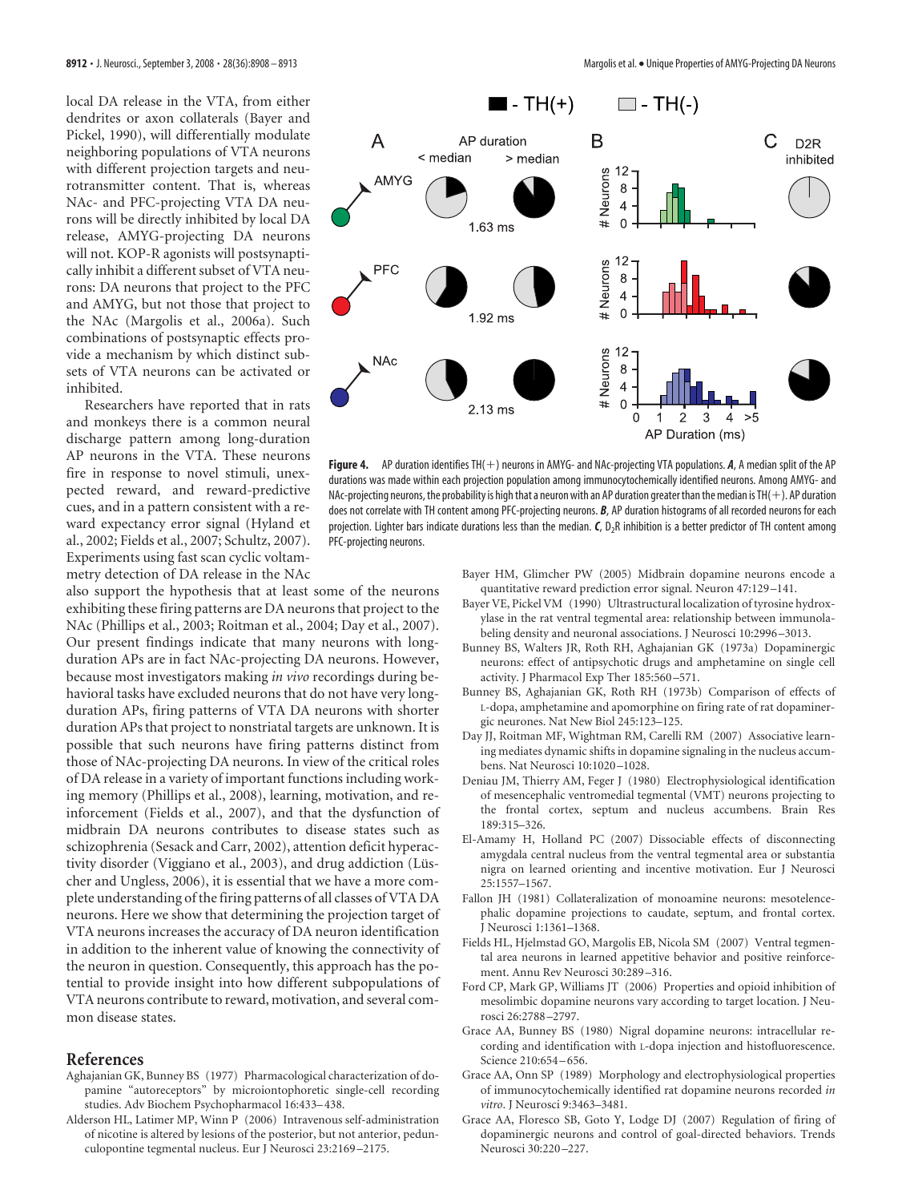local DA release in the VTA, from either dendrites or axon collaterals (Bayer and Pickel, 1990), will differentially modulate neighboring populations of VTA neurons with different projection targets and neurotransmitter content. That is, whereas NAc- and PFC-projecting VTA DA neurons will be directly inhibited by local DA release, AMYG-projecting DA neurons will not. KOP-R agonists will postsynaptically inhibit a different subset of VTA neurons: DA neurons that project to the PFC and AMYG, but not those that project to the NAc (Margolis et al., 2006a). Such combinations of postsynaptic effects provide a mechanism by which distinct subsets of VTA neurons can be activated or inhibited.

Researchers have reported that in rats and monkeys there is a common neural discharge pattern among long-duration AP neurons in the VTA. These neurons fire in response to novel stimuli, unexpected reward, and reward-predictive cues, and in a pattern consistent with a reward expectancy error signal (Hyland et al., 2002; Fields et al., 2007; Schultz, 2007). Experiments using fast scan cyclic voltammetry detection of DA release in the NAc also support the hypothesis that at least some of the neurons exhibiting these firing patterns are DA neurons that project to the NAc (Phillips et al., 2003; Roitman et al., 2004; Day et al., 2007). Our present findings indicate that many neurons with long-duration APs are in fact NAc-projecting DA neurons. However, because most investigators making *in vivo* recordings during behavioral tasks have excluded neurons that do not have very long-duration APs, firing patterns of VTA DA neurons with shorter duration APs that project to nonstriatal targets are unknown. It is possible that such neurons have firing patterns distinct from those of NAc-projecting DA neurons. In view of the critical roles of DA release in a variety of important functions including working memory (Phillips et al., 2008), learning, motivation, and reinforcement (Fields et al., 2007), and that the dysfunction of midbrain DA neurons contributes to disease states such as schizophrenia (Sesack and Carr, 2002), attention deficit hyperactivity disorder (Viggiano et al., 2003), and drug addiction (Lüscher and Ungless, 2006), it is essential that we have a more complete understanding of the firing patterns of all classes of VTA DA neurons. Here we show that determining the projection target of VTA neurons increases the accuracy of DA neuron identification in addition to the inherent value of knowing the connectivity of the neuron in question. Consequently, this approach has the potential to provide insight into how different subpopulations of VTA neurons contribute to reward, motivation, and several common disease states.

**Figure 4.** AP duration identifies TH(+) neurons in AMYG- and NAc-projecting VTA populations. ***A***, A median split of the AP durations was made within each projection population among immunocytochemically identified neurons. Among AMYG- and NAc-projecting neurons, the probability is high that a neuron with an AP duration greater than the median is TH(+). AP duration does not correlate with TH content among PFC-projecting neurons. ***B***, AP duration histograms of all recorded neurons for each projection. Lighter bars indicate durations less than the median. ***C***, $D_2R$ inhibition is a better predictor of TH content among PFC-projecting neurons.

## References

Aghajanian GK, Bunney BS (1977) Pharmacological characterization of dopamine "autoreceptors" by microiontophoretic single-cell recording studies. Adv Biochem Psychopharmacol 16:433–438.

Alderson HL, Latimer MP, Winn P (2006) Intravenous self-administration of nicotine is altered by lesions of the posterior, but not anterior, pedunculopontine tegmental nucleus. Eur J Neurosci 23:2169–2175.

Bayer HM, Glimcher PW (2005) Midbrain dopamine neurons encode a quantitative reward prediction error signal. Neuron 47:129–141.

Bayer VE, Pickel VM (1990) Ultrastructural localization of tyrosine hydroxylase in the rat ventral tegmental area: relationship between immunolabeling density and neuronal associations. J Neurosci 10:2996–3013.

Bunney BS, Walters JR, Roth RH, Aghajanian GK (1973a) Dopaminergic neurons: effect of antipsychotic drugs and amphetamine on single cell activity. J Pharmacol Exp Ther 185:560–571.

Bunney BS, Aghajanian GK, Roth RH (1973b) Comparison of effects of L-dopa, amphetamine and apomorphine on firing rate of rat dopaminergic neurones. Nat New Biol 245:123–125.

Day JJ, Roitman MF, Wightman RM, Carelli RM (2007) Associative learning mediates dynamic shifts in dopamine signaling in the nucleus accumbens. Nat Neurosci 10:1020–1028.

Deniau JM, Thierry AM, Feger J (1980) Electrophysiological identification of mesencephalic ventromedial tegmental (VMT) neurons projecting to the frontal cortex, septum and nucleus accumbens. Brain Res 189:315–326.

El-Amamy H, Holland PC (2007) Dissociable effects of disconnecting amygdala central nucleus from the ventral tegmental area or substantia nigra on learned orienting and incentive motivation. Eur J Neurosci 25:1557–1567.

Fallon JH (1981) Collateralization of monoamine neurons: mesotelencephalic dopamine projections to caudate, septum, and frontal cortex. J Neurosci 1:1361–1368.

Fields HL, Hjelmstad GO, Margolis EB, Nicola SM (2007) Ventral tegmental area neurons in learned appetitive behavior and positive reinforcement. Annu Rev Neurosci 30:289–316.

Ford CP, Mark GP, Williams JT (2006) Properties and opioid inhibition of mesolimbic dopamine neurons vary according to target location. J Neurosci 26:2788–2797.

Grace AA, Bunney BS (1980) Nigral dopamine neurons: intracellular recording and identification with L-dopa injection and histofluorescence. Science 210:654–656.

Grace AA, Onn SP (1989) Morphology and electrophysiological properties of immunocytochemically identified rat dopamine neurons recorded *in vitro*. J Neurosci 9:3463–3481.

Grace AA, Floresco SB, Goto Y, Lodge DJ (2007) Regulation of firing of dopaminergic neurons and control of goal-directed behaviors. Trends Neurosci 30:220–227.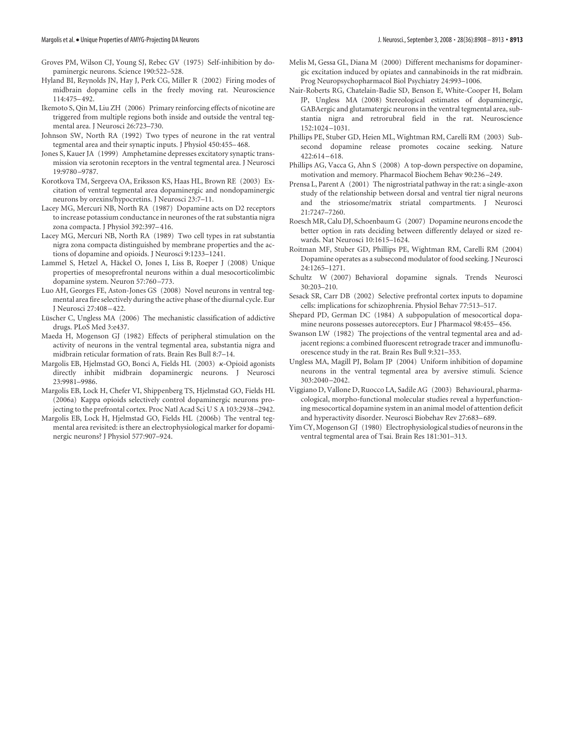Groves PM, Wilson CJ, Young SJ, Rebec GV (1975) Self-inhibition by dopaminergic neurons. Science 190:522–528.

Hyland BI, Reynolds JN, Hay J, Perk CG, Miller R (2002) Firing modes of midbrain dopamine cells in the freely moving rat. Neuroscience 114:475–492.

Ikemoto S, Qin M, Liu ZH (2006) Primary reinforcing effects of nicotine are triggered from multiple regions both inside and outside the ventral tegmental area. J Neurosci 26:723–730.

Johnson SW, North RA (1992) Two types of neurone in the rat ventral tegmental area and their synaptic inputs. J Physiol 450:455–468.

Jones S, Kauer JA (1999) Amphetamine depresses excitatory synaptic transmission via serotonin receptors in the ventral tegmental area. J Neurosci 19:9780–9787.

Korotkova TM, Sergeeva OA, Eriksson KS, Haas HL, Brown RE (2003) Excitation of ventral tegmental area dopaminergic and nondopaminergic neurons by orexins/hypocretins. J Neurosci 23:7–11.

Lacey MG, Mercuri NB, North RA (1987) Dopamine acts on D2 receptors to increase potassium conductance in neurones of the rat substantia nigra zona compacta. J Physiol 392:397–416.

Lacey MG, Mercuri NB, North RA (1989) Two cell types in rat substantia nigra zona compacta distinguished by membrane properties and the actions of dopamine and opioids. J Neurosci 9:1233–1241.

Lammel S, Hetzel A, Häckel O, Jones I, Liss B, Roeper J (2008) Unique properties of mesoprefrontal neurons within a dual mesocorticolimbic dopamine system. Neuron 57:760–773.

Luo AH, Georges FE, Aston-Jones GS (2008) Novel neurons in ventral tegmental area fire selectively during the active phase of the diurnal cycle. Eur J Neurosci 27:408–422.

Lüscher C, Ungless MA (2006) The mechanistic classification of addictive drugs. PLoS Med 3:e437.

Maeda H, Mogenson GJ (1982) Effects of peripheral stimulation on the activity of neurons in the ventral tegmental area, substantia nigra and midbrain reticular formation of rats. Brain Res Bull 8:7–14.

Margolis EB, Hjelmstad GO, Bonci A, Fields HL (2003) $\kappa$-Opioid agonists directly inhibit midbrain dopaminergic neurons. J Neurosci 23:9981–9986.

Margolis EB, Lock H, Chefer VI, Shippenberg TS, Hjelmstad GO, Fields HL (2006a) Kappa opioids selectively control dopaminergic neurons projecting to the prefrontal cortex. Proc Natl Acad Sci U S A 103:2938–2942.

Margolis EB, Lock H, Hjelmstad GO, Fields HL (2006b) The ventral tegmental area revisited: is there an electrophysiological marker for dopaminergic neurons? J Physiol 577:907–924.

Melis M, Gessa GL, Diana M (2000) Different mechanisms for dopaminergic excitation induced by opiates and cannabinoids in the rat midbrain. Prog Neuropsychopharmacol Biol Psychiatry 24:993–1006.

Nair-Roberts RG, Chatelain-Badie SD, Benson E, White-Cooper H, Bolam JP, Ungless MA (2008) Stereological estimates of dopaminergic, GABAergic and glutamatergic neurons in the ventral tegmental area, substantia nigra and retrorubral field in the rat. Neuroscience 152:1024–1031.

Phillips PE, Stuber GD, Heien ML, Wightman RM, Carelli RM (2003) Subsecond dopamine release promotes cocaine seeking. Nature 422:614–618.

Phillips AG, Vacca G, Ahn S (2008) A top-down perspective on dopamine, motivation and memory. Pharmacol Biochem Behav 90:236–249.

Prensa L, Parent A (2001) The nigrostriatal pathway in the rat: a single-axon study of the relationship between dorsal and ventral tier nigral neurons and the striosome/matrix striatal compartments. J Neurosci 21:7247–7260.

Roesch MR, Calu DJ, Schoenbaum G (2007) Dopamine neurons encode the better option in rats deciding between differently delayed or sized rewards. Nat Neurosci 10:1615–1624.

Roitman MF, Stuber GD, Phillips PE, Wightman RM, Carelli RM (2004) Dopamine operates as a subsecond modulator of food seeking. J Neurosci 24:1265–1271.

Schultz W (2007) Behavioral dopamine signals. Trends Neurosci 30:203–210.

Sesack SR, Carr DB (2002) Selective prefrontal cortex inputs to dopamine cells: implications for schizophrenia. Physiol Behav 77:513–517.

Shepard PD, German DC (1984) A subpopulation of mesocortical dopamine neurons possesses autoreceptors. Eur J Pharmacol 98:455–456.

Swanson LW (1982) The projections of the ventral tegmental area and adjacent regions: a combined fluorescent retrograde tracer and immunofluorescence study in the rat. Brain Res Bull 9:321–353.

Ungless MA, Magill PJ, Bolam JP (2004) Uniform inhibition of dopamine neurons in the ventral tegmental area by aversive stimuli. Science 303:2040–2042.

Viggiano D, Vallone D, Ruocco LA, Sadile AG (2003) Behavioural, pharmacological, morpho-functional molecular studies reveal a hyperfunctioning mesocortical dopamine system in an animal model of attention deficit and hyperactivity disorder. Neurosci Biobehav Rev 27:683–689.

Yim CY, Mogenson GJ (1980) Electrophysiological studies of neurons in the ventral tegmental area of Tsai. Brain Res 181:301–313.